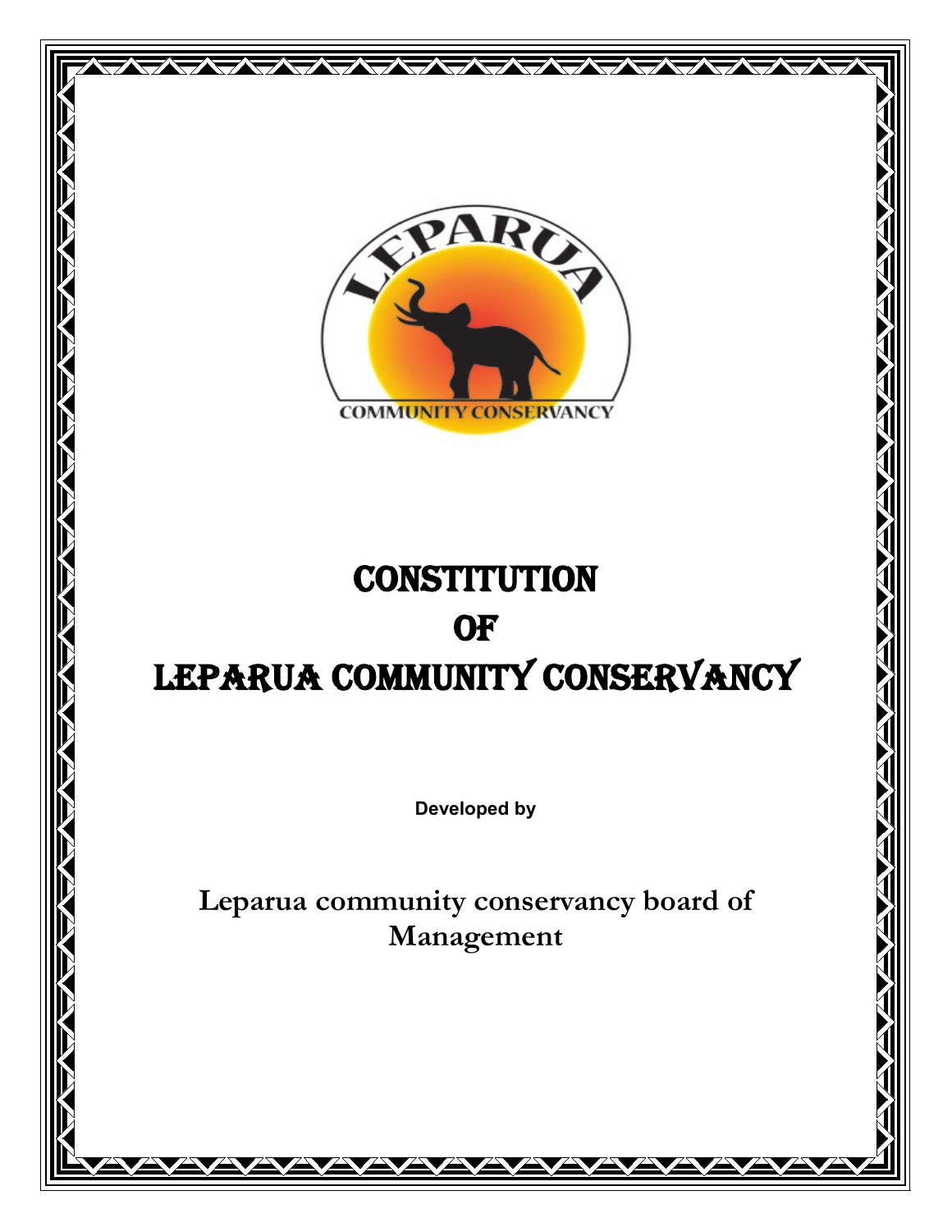# CONSTITUTION

# OF

# LEPARUA COMMUNITY CONSERVANCY

**Developed by**

**Leparua community conservancy board of Management**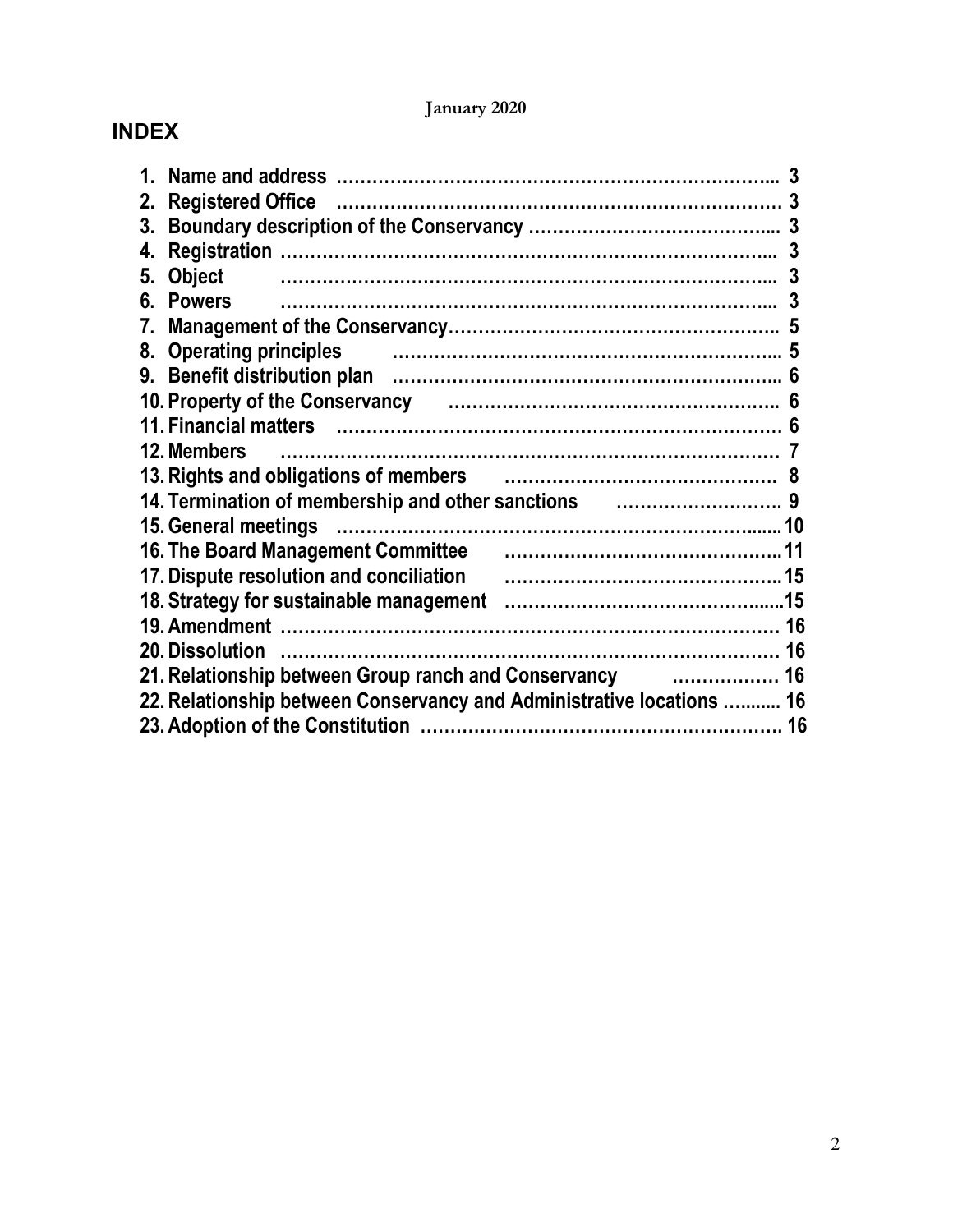January 2020

## INDEX

1. Name and address ………………………………………………………………... 3
2. Registered Office ……………………………………………………………… 3
3. Boundary description of the Conservancy …………………………………... 3
4. Registration ……………………………………………………………………... 3
5. Object ……………………………………………………………………... 3
6. Powers ……………………………………………………………………... 3
7. Management of the Conservancy……………………………………………… 5
8. Operating principles ……………………………………………………... 5
9. Benefit distribution plan ……………………………………………………... 6
10. Property of the Conservancy ……………………………………………….. 6
11. Financial matters ………………………………………………………………. 6
12. Members ………………………………………………………………………. 7
13. Rights and obligations of members ……………………………………… 8
14. Termination of membership and other sanctions ………………………. 9
15. General meetings ……………………………………………………………......10
16. The Board Management Committee ……………………………………….11
17. Dispute resolution and conciliation ……………………………………….15
18. Strategy for sustainable management ………………………………….....15
19. Amendment ………………………………………………………………………… 16
20. Dissolution ……………………………………………………………………… 16
21. Relationship between Group ranch and Conservancy ……………… 16
22. Relationship between Conservancy and Administrative locations …....... 16
23. Adoption of the Constitution ……………………………………………………. 16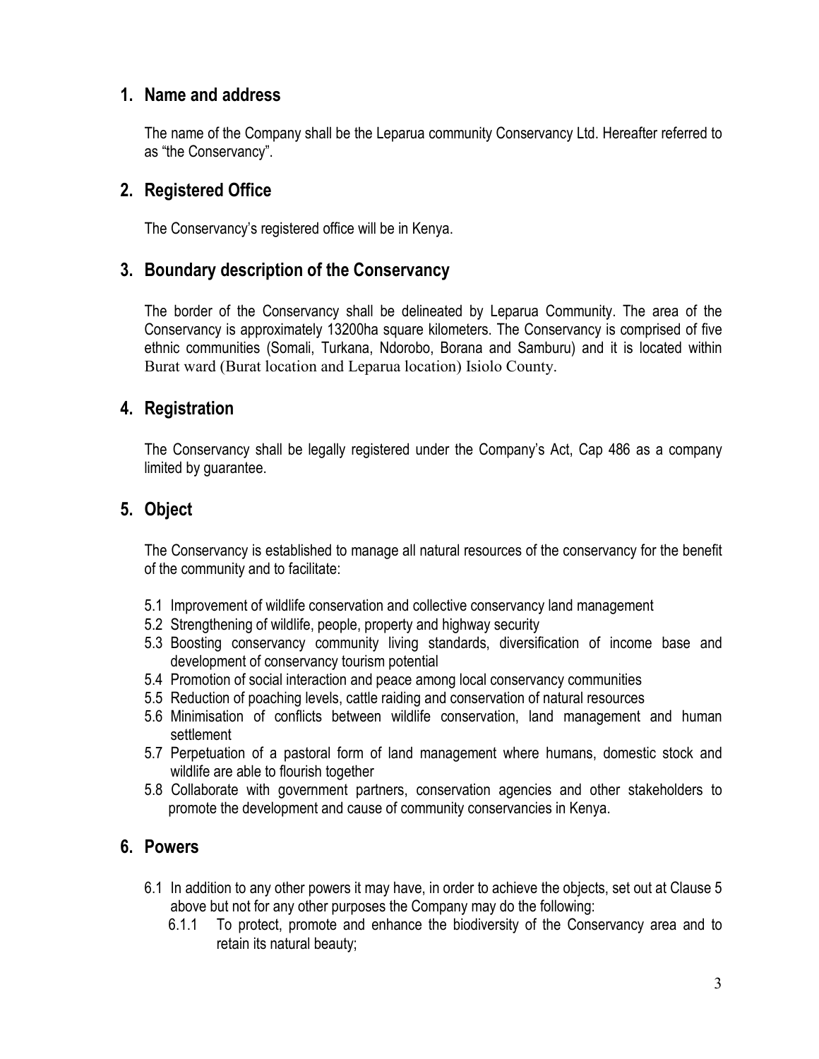## 1. Name and address

The name of the Company shall be the Leparua community Conservancy Ltd. Hereafter referred to as "the Conservancy".

## 2. Registered Office

The Conservancy's registered office will be in Kenya.

## 3. Boundary description of the Conservancy

The border of the Conservancy shall be delineated by Leparua Community. The area of the Conservancy is approximately 13200ha square kilometers. The Conservancy is comprised of five ethnic communities (Somali, Turkana, Ndorobo, Borana and Samburu) and it is located within Burat ward (Burat location and Leparua location) Isiolo County.

## 4. Registration

The Conservancy shall be legally registered under the Company's Act, Cap 486 as a company limited by guarantee.

## 5. Object

The Conservancy is established to manage all natural resources of the conservancy for the benefit of the community and to facilitate:

5.1 Improvement of wildlife conservation and collective conservancy land management

5.2 Strengthening of wildlife, people, property and highway security

5.3 Boosting conservancy community living standards, diversification of income base and development of conservancy tourism potential

5.4 Promotion of social interaction and peace among local conservancy communities

5.5 Reduction of poaching levels, cattle raiding and conservation of natural resources

5.6 Minimisation of conflicts between wildlife conservation, land management and human settlement

5.7 Perpetuation of a pastoral form of land management where humans, domestic stock and wildlife are able to flourish together

5.8 Collaborate with government partners, conservation agencies and other stakeholders to promote the development and cause of community conservancies in Kenya.

## 6. Powers

6.1 In addition to any other powers it may have, in order to achieve the objects, set out at Clause 5 above but not for any other purposes the Company may do the following:

6.1.1 To protect, promote and enhance the biodiversity of the Conservancy area and to retain its natural beauty;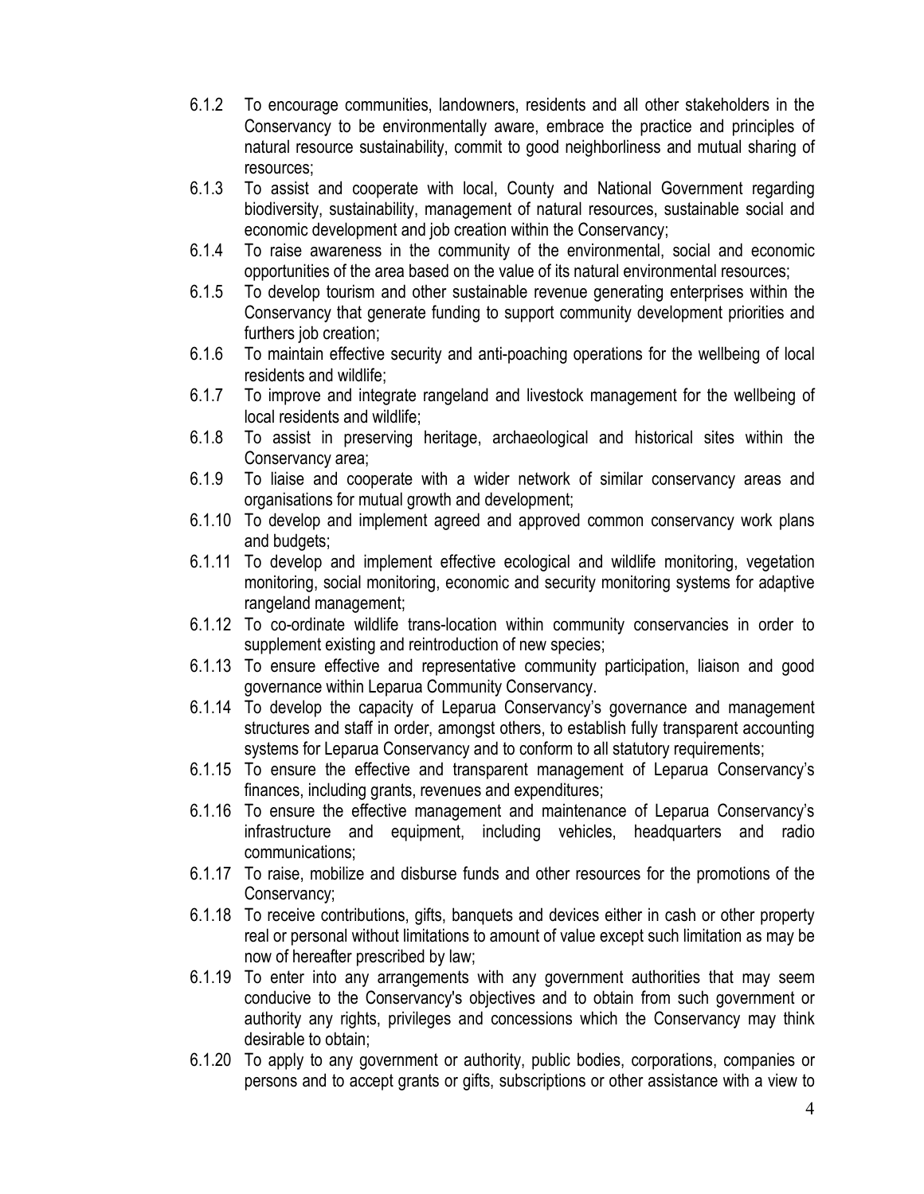6.1.2 To encourage communities, landowners, residents and all other stakeholders in the Conservancy to be environmentally aware, embrace the practice and principles of natural resource sustainability, commit to good neighborliness and mutual sharing of resources;

6.1.3 To assist and cooperate with local, County and National Government regarding biodiversity, sustainability, management of natural resources, sustainable social and economic development and job creation within the Conservancy;

6.1.4 To raise awareness in the community of the environmental, social and economic opportunities of the area based on the value of its natural environmental resources;

6.1.5 To develop tourism and other sustainable revenue generating enterprises within the Conservancy that generate funding to support community development priorities and furthers job creation;

6.1.6 To maintain effective security and anti-poaching operations for the wellbeing of local residents and wildlife;

6.1.7 To improve and integrate rangeland and livestock management for the wellbeing of local residents and wildlife;

6.1.8 To assist in preserving heritage, archaeological and historical sites within the Conservancy area;

6.1.9 To liaise and cooperate with a wider network of similar conservancy areas and organisations for mutual growth and development;

6.1.10 To develop and implement agreed and approved common conservancy work plans and budgets;

6.1.11 To develop and implement effective ecological and wildlife monitoring, vegetation monitoring, social monitoring, economic and security monitoring systems for adaptive rangeland management;

6.1.12 To co-ordinate wildlife trans-location within community conservancies in order to supplement existing and reintroduction of new species;

6.1.13 To ensure effective and representative community participation, liaison and good governance within Leparua Community Conservancy.

6.1.14 To develop the capacity of Leparua Conservancy's governance and management structures and staff in order, amongst others, to establish fully transparent accounting systems for Leparua Conservancy and to conform to all statutory requirements;

6.1.15 To ensure the effective and transparent management of Leparua Conservancy's finances, including grants, revenues and expenditures;

6.1.16 To ensure the effective management and maintenance of Leparua Conservancy's infrastructure and equipment, including vehicles, headquarters and radio communications;

6.1.17 To raise, mobilize and disburse funds and other resources for the promotions of the Conservancy;

6.1.18 To receive contributions, gifts, banquets and devices either in cash or other property real or personal without limitations to amount of value except such limitation as may be now of hereafter prescribed by law;

6.1.19 To enter into any arrangements with any government authorities that may seem conducive to the Conservancy's objectives and to obtain from such government or authority any rights, privileges and concessions which the Conservancy may think desirable to obtain;

6.1.20 To apply to any government or authority, public bodies, corporations, companies or persons and to accept grants or gifts, subscriptions or other assistance with a view to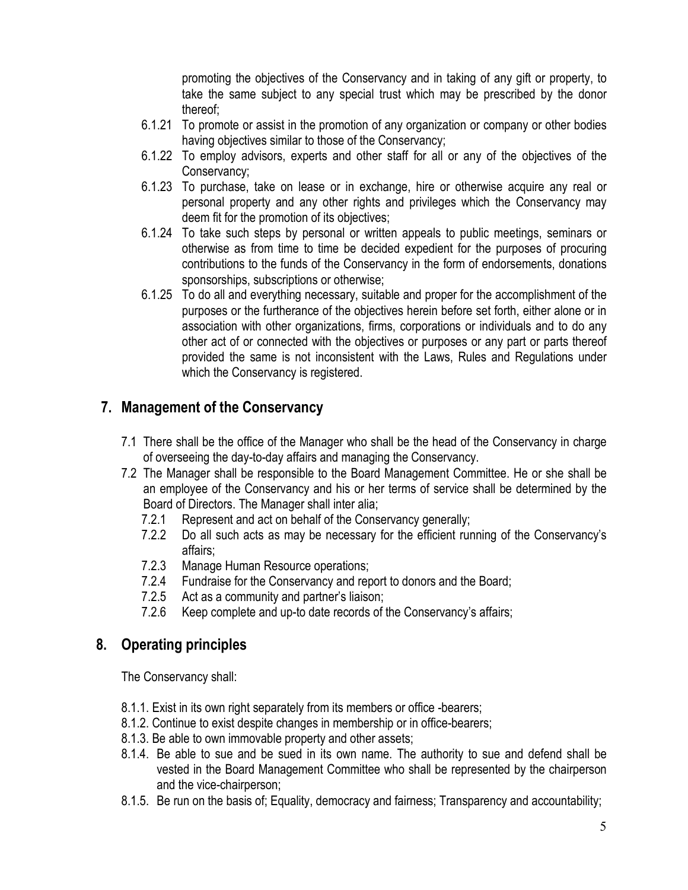promoting the objectives of the Conservancy and in taking of any gift or property, to take the same subject to any special trust which may be prescribed by the donor thereof;

- 6.1.21 To promote or assist in the promotion of any organization or company or other bodies having objectives similar to those of the Conservancy;
- 6.1.22 To employ advisors, experts and other staff for all or any of the objectives of the Conservancy;
- 6.1.23 To purchase, take on lease or in exchange, hire or otherwise acquire any real or personal property and any other rights and privileges which the Conservancy may deem fit for the promotion of its objectives;
- 6.1.24 To take such steps by personal or written appeals to public meetings, seminars or otherwise as from time to time be decided expedient for the purposes of procuring contributions to the funds of the Conservancy in the form of endorsements, donations sponsorships, subscriptions or otherwise;
- 6.1.25 To do all and everything necessary, suitable and proper for the accomplishment of the purposes or the furtherance of the objectives herein before set forth, either alone or in association with other organizations, firms, corporations or individuals and to do any other act of or connected with the objectives or purposes or any part or parts thereof provided the same is not inconsistent with the Laws, Rules and Regulations under which the Conservancy is registered.

## 7. Management of the Conservancy

7.1 There shall be the office of the Manager who shall be the head of the Conservancy in charge of overseeing the day-to-day affairs and managing the Conservancy.

7.2 The Manager shall be responsible to the Board Management Committee. He or she shall be an employee of the Conservancy and his or her terms of service shall be determined by the Board of Directors. The Manager shall inter alia;

- 7.2.1 Represent and act on behalf of the Conservancy generally;
- 7.2.2 Do all such acts as may be necessary for the efficient running of the Conservancy's affairs;
- 7.2.3 Manage Human Resource operations;
- 7.2.4 Fundraise for the Conservancy and report to donors and the Board;
- 7.2.5 Act as a community and partner's liaison;
- 7.2.6 Keep complete and up-to date records of the Conservancy's affairs;

## 8. Operating principles

The Conservancy shall:

- 8.1.1. Exist in its own right separately from its members or office -bearers;
- 8.1.2. Continue to exist despite changes in membership or in office-bearers;
- 8.1.3. Be able to own immovable property and other assets;
- 8.1.4. Be able to sue and be sued in its own name. The authority to sue and defend shall be vested in the Board Management Committee who shall be represented by the chairperson and the vice-chairperson;
- 8.1.5. Be run on the basis of; Equality, democracy and fairness; Transparency and accountability;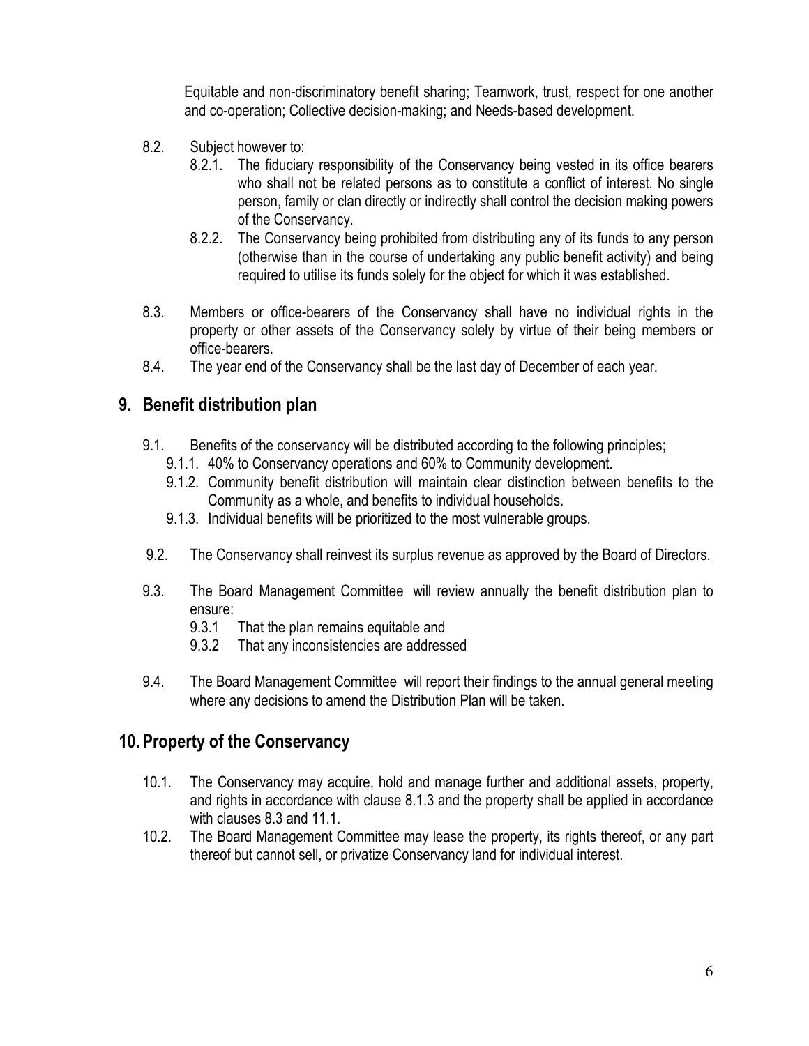Equitable and non-discriminatory benefit sharing; Teamwork, trust, respect for one another and co-operation; Collective decision-making; and Needs-based development.

8.2. Subject however to:

8.2.1. The fiduciary responsibility of the Conservancy being vested in its office bearers who shall not be related persons as to constitute a conflict of interest. No single person, family or clan directly or indirectly shall control the decision making powers of the Conservancy.

8.2.2. The Conservancy being prohibited from distributing any of its funds to any person (otherwise than in the course of undertaking any public benefit activity) and being required to utilise its funds solely for the object for which it was established.

8.3. Members or office-bearers of the Conservancy shall have no individual rights in the property or other assets of the Conservancy solely by virtue of their being members or office-bearers.

8.4. The year end of the Conservancy shall be the last day of December of each year.

## 9. Benefit distribution plan

9.1. Benefits of the conservancy will be distributed according to the following principles;

9.1.1. 40% to Conservancy operations and 60% to Community development.

9.1.2. Community benefit distribution will maintain clear distinction between benefits to the Community as a whole, and benefits to individual households.

9.1.3. Individual benefits will be prioritized to the most vulnerable groups.

9.2. The Conservancy shall reinvest its surplus revenue as approved by the Board of Directors.

9.3. The Board Management Committee will review annually the benefit distribution plan to ensure:

9.3.1 That the plan remains equitable and

9.3.2 That any inconsistencies are addressed

9.4. The Board Management Committee will report their findings to the annual general meeting where any decisions to amend the Distribution Plan will be taken.

## 10. Property of the Conservancy

10.1. The Conservancy may acquire, hold and manage further and additional assets, property, and rights in accordance with clause 8.1.3 and the property shall be applied in accordance with clauses 8.3 and 11.1.

10.2. The Board Management Committee may lease the property, its rights thereof, or any part thereof but cannot sell, or privatize Conservancy land for individual interest.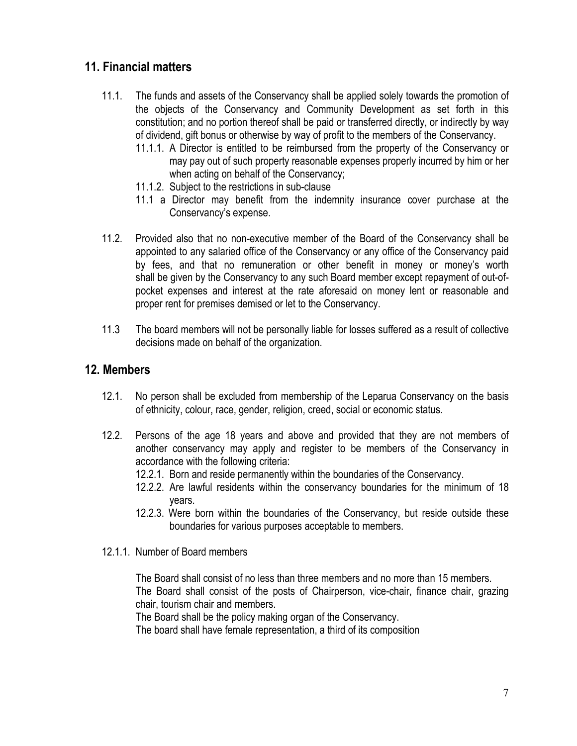## 11. Financial matters

11.1. The funds and assets of the Conservancy shall be applied solely towards the promotion of the objects of the Conservancy and Community Development as set forth in this constitution; and no portion thereof shall be paid or transferred directly, or indirectly by way of dividend, gift bonus or otherwise by way of profit to the members of the Conservancy.

- 11.1.1. A Director is entitled to be reimbursed from the property of the Conservancy or may pay out of such property reasonable expenses properly incurred by him or her when acting on behalf of the Conservancy;
- 11.1.2. Subject to the restrictions in sub-clause
- 11.1 a Director may benefit from the indemnity insurance cover purchase at the Conservancy's expense.

11.2. Provided also that no non-executive member of the Board of the Conservancy shall be appointed to any salaried office of the Conservancy or any office of the Conservancy paid by fees, and that no remuneration or other benefit in money or money's worth shall be given by the Conservancy to any such Board member except repayment of out-of-pocket expenses and interest at the rate aforesaid on money lent or reasonable and proper rent for premises demised or let to the Conservancy.

11.3 The board members will not be personally liable for losses suffered as a result of collective decisions made on behalf of the organization.

## 12. Members

12.1. No person shall be excluded from membership of the Leparua Conservancy on the basis of ethnicity, colour, race, gender, religion, creed, social or economic status.

12.2. Persons of the age 18 years and above and provided that they are not members of another conservancy may apply and register to be members of the Conservancy in accordance with the following criteria:

- 12.2.1. Born and reside permanently within the boundaries of the Conservancy.
- 12.2.2. Are lawful residents within the conservancy boundaries for the minimum of 18 years.
- 12.2.3. Were born within the boundaries of the Conservancy, but reside outside these boundaries for various purposes acceptable to members.

12.1.1. Number of Board members

The Board shall consist of no less than three members and no more than 15 members.
The Board shall consist of the posts of Chairperson, vice-chair, finance chair, grazing chair, tourism chair and members.
The Board shall be the policy making organ of the Conservancy.
The board shall have female representation, a third of its composition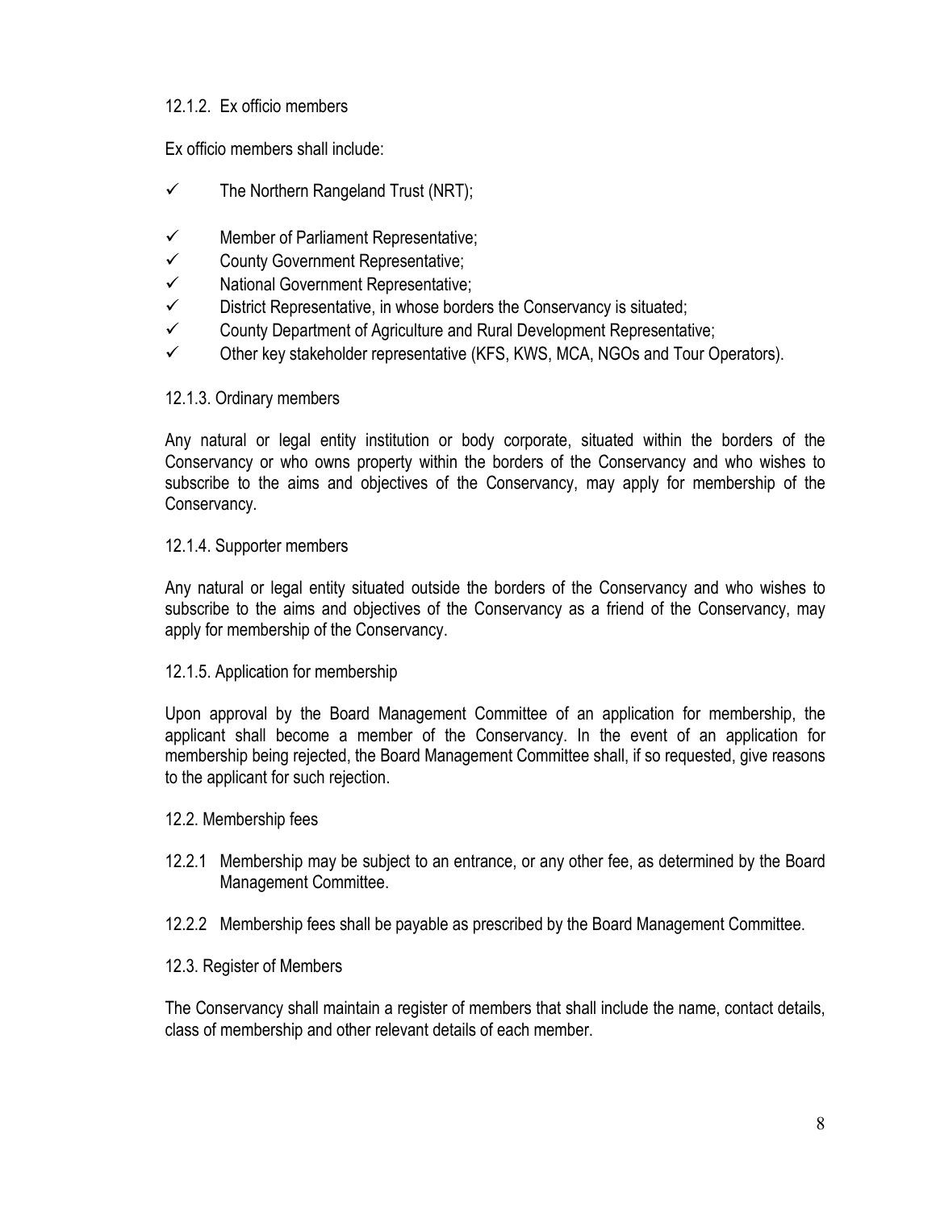#### 12.1.2. Ex officio members

Ex officio members shall include:

- ✓ The Northern Rangeland Trust (NRT);
- ✓ Member of Parliament Representative;
- ✓ County Government Representative;
- ✓ National Government Representative;
- ✓ District Representative, in whose borders the Conservancy is situated;
- ✓ County Department of Agriculture and Rural Development Representative;
- ✓ Other key stakeholder representative (KFS, KWS, MCA, NGOs and Tour Operators).

#### 12.1.3. Ordinary members

Any natural or legal entity institution or body corporate, situated within the borders of the Conservancy or who owns property within the borders of the Conservancy and who wishes to subscribe to the aims and objectives of the Conservancy, may apply for membership of the Conservancy.

#### 12.1.4. Supporter members

Any natural or legal entity situated outside the borders of the Conservancy and who wishes to subscribe to the aims and objectives of the Conservancy as a friend of the Conservancy, may apply for membership of the Conservancy.

#### 12.1.5. Application for membership

Upon approval by the Board Management Committee of an application for membership, the applicant shall become a member of the Conservancy. In the event of an application for membership being rejected, the Board Management Committee shall, if so requested, give reasons to the applicant for such rejection.

### 12.2. Membership fees

12.2.1 Membership may be subject to an entrance, or any other fee, as determined by the Board Management Committee.

12.2.2 Membership fees shall be payable as prescribed by the Board Management Committee.

### 12.3. Register of Members

The Conservancy shall maintain a register of members that shall include the name, contact details, class of membership and other relevant details of each member.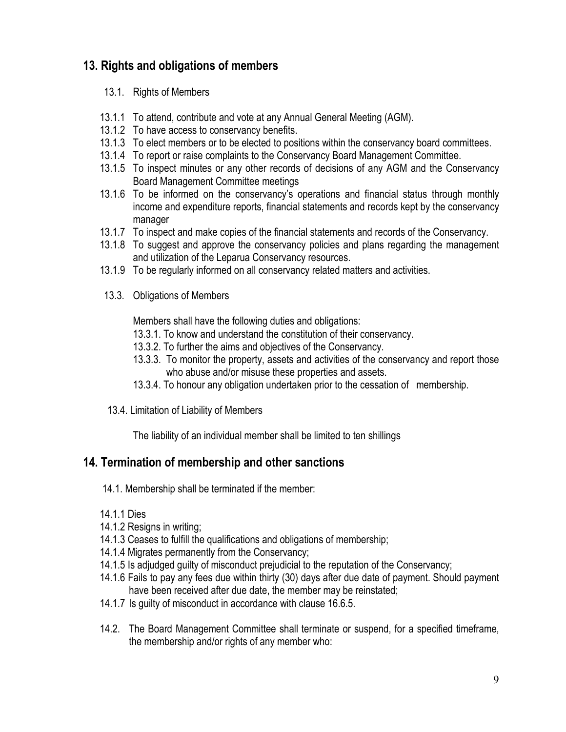## 13. Rights and obligations of members

13.1. Rights of Members

13.1.1 To attend, contribute and vote at any Annual General Meeting (AGM).

13.1.2 To have access to conservancy benefits.

13.1.3 To elect members or to be elected to positions within the conservancy board committees.

13.1.4 To report or raise complaints to the Conservancy Board Management Committee.

13.1.5 To inspect minutes or any other records of decisions of any AGM and the Conservancy Board Management Committee meetings

13.1.6 To be informed on the conservancy's operations and financial status through monthly income and expenditure reports, financial statements and records kept by the conservancy manager

13.1.7 To inspect and make copies of the financial statements and records of the Conservancy.

13.1.8 To suggest and approve the conservancy policies and plans regarding the management and utilization of the Leparua Conservancy resources.

13.1.9 To be regularly informed on all conservancy related matters and activities.

13.3. Obligations of Members

Members shall have the following duties and obligations:

13.3.1. To know and understand the constitution of their conservancy.

13.3.2. To further the aims and objectives of the Conservancy.

13.3.3. To monitor the property, assets and activities of the conservancy and report those who abuse and/or misuse these properties and assets.

13.3.4. To honour any obligation undertaken prior to the cessation of membership.

13.4. Limitation of Liability of Members

The liability of an individual member shall be limited to ten shillings

## 14. Termination of membership and other sanctions

14.1. Membership shall be terminated if the member:

14.1.1 Dies

14.1.2 Resigns in writing;

14.1.3 Ceases to fulfill the qualifications and obligations of membership;

14.1.4 Migrates permanently from the Conservancy;

14.1.5 Is adjudged guilty of misconduct prejudicial to the reputation of the Conservancy;

14.1.6 Fails to pay any fees due within thirty (30) days after due date of payment. Should payment have been received after due date, the member may be reinstated;

14.1.7 Is guilty of misconduct in accordance with clause 16.6.5.

14.2. The Board Management Committee shall terminate or suspend, for a specified timeframe, the membership and/or rights of any member who: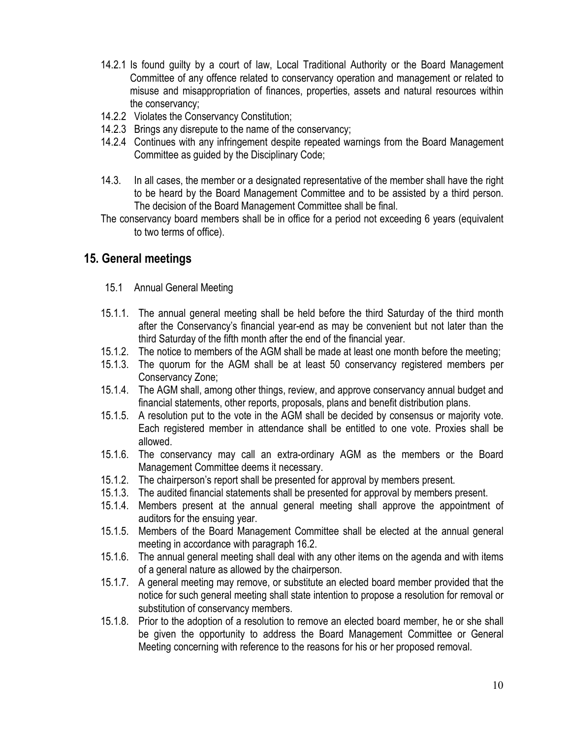14.2.1 Is found guilty by a court of law, Local Traditional Authority or the Board Management Committee of any offence related to conservancy operation and management or related to misuse and misappropriation of finances, properties, assets and natural resources within the conservancy;

14.2.2 Violates the Conservancy Constitution;

14.2.3 Brings any disrepute to the name of the conservancy;

14.2.4 Continues with any infringement despite repeated warnings from the Board Management Committee as guided by the Disciplinary Code;

14.3. In all cases, the member or a designated representative of the member shall have the right to be heard by the Board Management Committee and to be assisted by a third person. The decision of the Board Management Committee shall be final.

The conservancy board members shall be in office for a period not exceeding 6 years (equivalent to two terms of office).

## 15. General meetings

15.1 Annual General Meeting

15.1.1. The annual general meeting shall be held before the third Saturday of the third month after the Conservancy's financial year-end as may be convenient but not later than the third Saturday of the fifth month after the end of the financial year.

15.1.2. The notice to members of the AGM shall be made at least one month before the meeting;

15.1.3. The quorum for the AGM shall be at least 50 conservancy registered members per Conservancy Zone;

15.1.4. The AGM shall, among other things, review, and approve conservancy annual budget and financial statements, other reports, proposals, plans and benefit distribution plans.

15.1.5. A resolution put to the vote in the AGM shall be decided by consensus or majority vote. Each registered member in attendance shall be entitled to one vote. Proxies shall be allowed.

15.1.6. The conservancy may call an extra-ordinary AGM as the members or the Board Management Committee deems it necessary.

15.1.2. The chairperson's report shall be presented for approval by members present.

15.1.3. The audited financial statements shall be presented for approval by members present.

15.1.4. Members present at the annual general meeting shall approve the appointment of auditors for the ensuing year.

15.1.5. Members of the Board Management Committee shall be elected at the annual general meeting in accordance with paragraph 16.2.

15.1.6. The annual general meeting shall deal with any other items on the agenda and with items of a general nature as allowed by the chairperson.

15.1.7. A general meeting may remove, or substitute an elected board member provided that the notice for such general meeting shall state intention to propose a resolution for removal or substitution of conservancy members.

15.1.8. Prior to the adoption of a resolution to remove an elected board member, he or she shall be given the opportunity to address the Board Management Committee or General Meeting concerning with reference to the reasons for his or her proposed removal.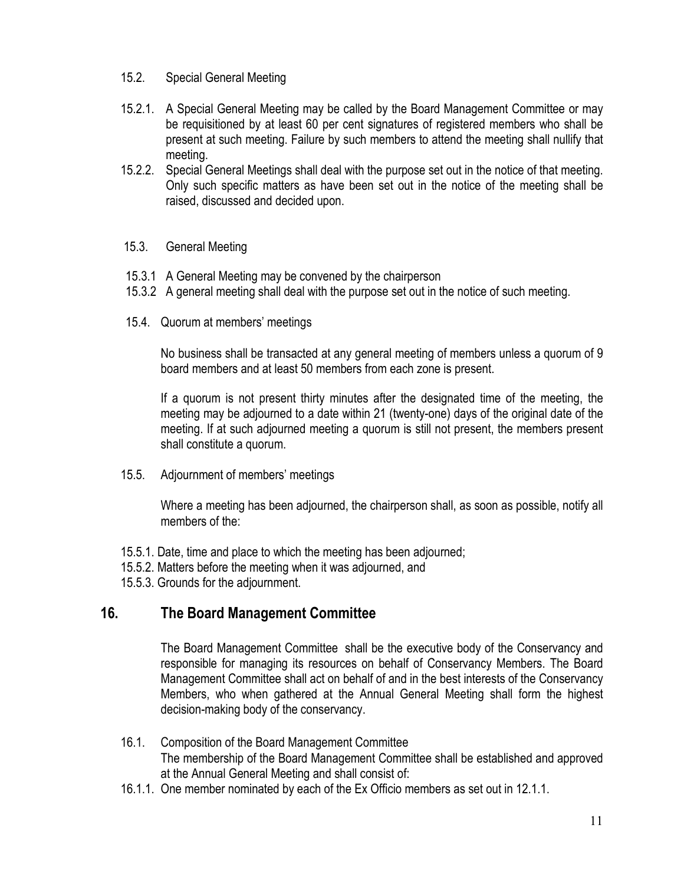15.2. Special General Meeting

15.2.1. A Special General Meeting may be called by the Board Management Committee or may be requisitioned by at least 60 per cent signatures of registered members who shall be present at such meeting. Failure by such members to attend the meeting shall nullify that meeting.

15.2.2. Special General Meetings shall deal with the purpose set out in the notice of that meeting. Only such specific matters as have been set out in the notice of the meeting shall be raised, discussed and decided upon.

15.3. General Meeting

15.3.1 A General Meeting may be convened by the chairperson

15.3.2 A general meeting shall deal with the purpose set out in the notice of such meeting.

15.4. Quorum at members' meetings

No business shall be transacted at any general meeting of members unless a quorum of 9 board members and at least 50 members from each zone is present.

If a quorum is not present thirty minutes after the designated time of the meeting, the meeting may be adjourned to a date within 21 (twenty-one) days of the original date of the meeting. If at such adjourned meeting a quorum is still not present, the members present shall constitute a quorum.

15.5. Adjournment of members' meetings

Where a meeting has been adjourned, the chairperson shall, as soon as possible, notify all members of the:

15.5.1. Date, time and place to which the meeting has been adjourned;

15.5.2. Matters before the meeting when it was adjourned, and

15.5.3. Grounds for the adjournment.

## 16. The Board Management Committee

The Board Management Committee shall be the executive body of the Conservancy and responsible for managing its resources on behalf of Conservancy Members. The Board Management Committee shall act on behalf of and in the best interests of the Conservancy Members, who when gathered at the Annual General Meeting shall form the highest decision-making body of the conservancy.

16.1. Composition of the Board Management Committee
The membership of the Board Management Committee shall be established and approved at the Annual General Meeting and shall consist of:

16.1.1. One member nominated by each of the Ex Officio members as set out in 12.1.1.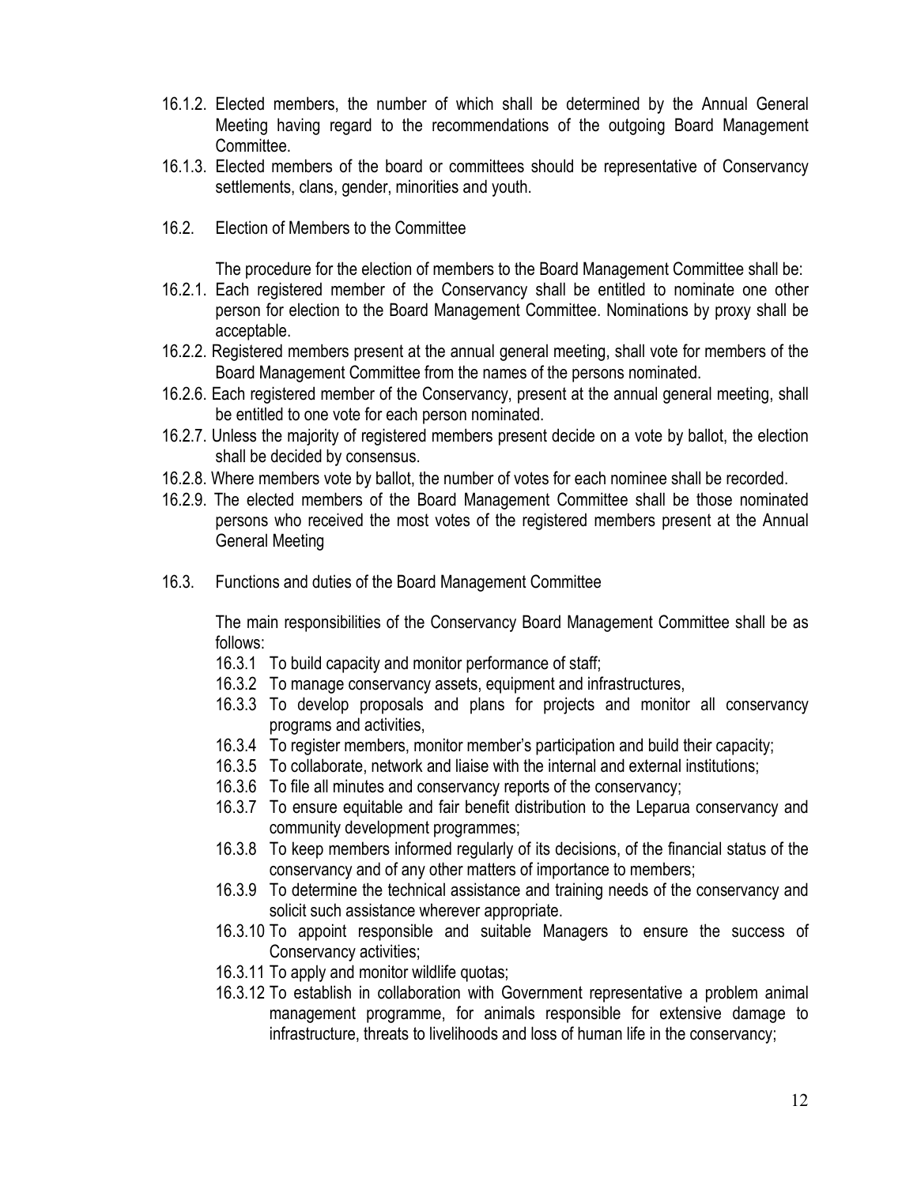16.1.2. Elected members, the number of which shall be determined by the Annual General Meeting having regard to the recommendations of the outgoing Board Management Committee.

16.1.3. Elected members of the board or committees should be representative of Conservancy settlements, clans, gender, minorities and youth.

16.2. Election of Members to the Committee

The procedure for the election of members to the Board Management Committee shall be:

16.2.1. Each registered member of the Conservancy shall be entitled to nominate one other person for election to the Board Management Committee. Nominations by proxy shall be acceptable.

16.2.2. Registered members present at the annual general meeting, shall vote for members of the Board Management Committee from the names of the persons nominated.

16.2.6. Each registered member of the Conservancy, present at the annual general meeting, shall be entitled to one vote for each person nominated.

16.2.7. Unless the majority of registered members present decide on a vote by ballot, the election shall be decided by consensus.

16.2.8. Where members vote by ballot, the number of votes for each nominee shall be recorded.

16.2.9. The elected members of the Board Management Committee shall be those nominated persons who received the most votes of the registered members present at the Annual General Meeting

16.3. Functions and duties of the Board Management Committee

The main responsibilities of the Conservancy Board Management Committee shall be as follows:

16.3.1 To build capacity and monitor performance of staff;

16.3.2 To manage conservancy assets, equipment and infrastructures,

16.3.3 To develop proposals and plans for projects and monitor all conservancy programs and activities,

16.3.4 To register members, monitor member's participation and build their capacity;

16.3.5 To collaborate, network and liaise with the internal and external institutions;

16.3.6 To file all minutes and conservancy reports of the conservancy;

16.3.7 To ensure equitable and fair benefit distribution to the Leparua conservancy and community development programmes;

16.3.8 To keep members informed regularly of its decisions, of the financial status of the conservancy and of any other matters of importance to members;

16.3.9 To determine the technical assistance and training needs of the conservancy and solicit such assistance wherever appropriate.

16.3.10 To appoint responsible and suitable Managers to ensure the success of Conservancy activities;

16.3.11 To apply and monitor wildlife quotas;

16.3.12 To establish in collaboration with Government representative a problem animal management programme, for animals responsible for extensive damage to infrastructure, threats to livelihoods and loss of human life in the conservancy;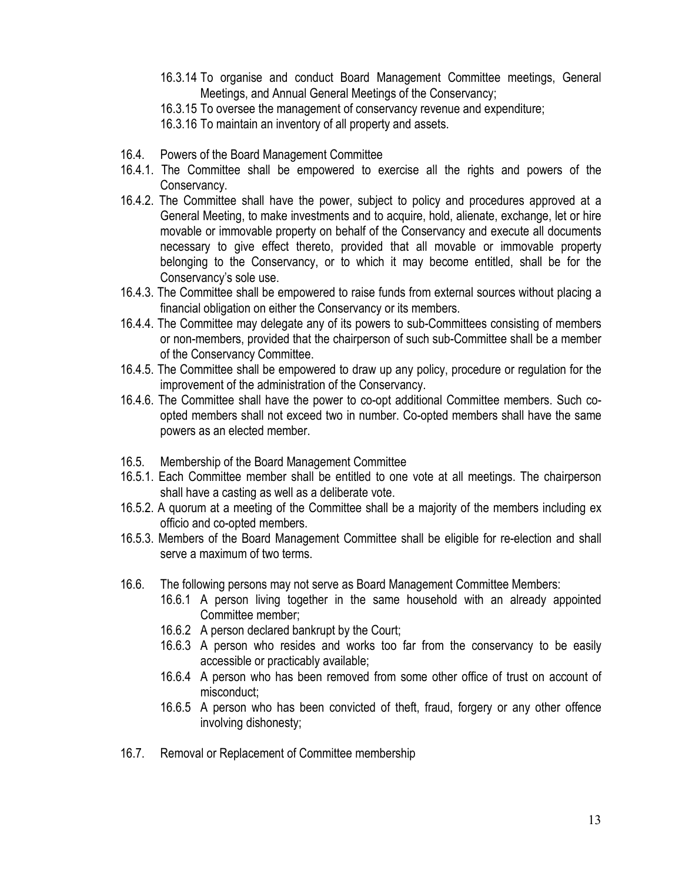16.3.14 To organise and conduct Board Management Committee meetings, General Meetings, and Annual General Meetings of the Conservancy;

16.3.15 To oversee the management of conservancy revenue and expenditure;

16.3.16 To maintain an inventory of all property and assets.

16.4. Powers of the Board Management Committee

16.4.1. The Committee shall be empowered to exercise all the rights and powers of the Conservancy.

16.4.2. The Committee shall have the power, subject to policy and procedures approved at a General Meeting, to make investments and to acquire, hold, alienate, exchange, let or hire movable or immovable property on behalf of the Conservancy and execute all documents necessary to give effect thereto, provided that all movable or immovable property belonging to the Conservancy, or to which it may become entitled, shall be for the Conservancy's sole use.

16.4.3. The Committee shall be empowered to raise funds from external sources without placing a financial obligation on either the Conservancy or its members.

16.4.4. The Committee may delegate any of its powers to sub-Committees consisting of members or non-members, provided that the chairperson of such sub-Committee shall be a member of the Conservancy Committee.

16.4.5. The Committee shall be empowered to draw up any policy, procedure or regulation for the improvement of the administration of the Conservancy.

16.4.6. The Committee shall have the power to co-opt additional Committee members. Such co-opted members shall not exceed two in number. Co-opted members shall have the same powers as an elected member.

16.5. Membership of the Board Management Committee

16.5.1. Each Committee member shall be entitled to one vote at all meetings. The chairperson shall have a casting as well as a deliberate vote.

16.5.2. A quorum at a meeting of the Committee shall be a majority of the members including ex officio and co-opted members.

16.5.3. Members of the Board Management Committee shall be eligible for re-election and shall serve a maximum of two terms.

16.6. The following persons may not serve as Board Management Committee Members:

16.6.1 A person living together in the same household with an already appointed Committee member;

16.6.2 A person declared bankrupt by the Court;

16.6.3 A person who resides and works too far from the conservancy to be easily accessible or practicably available;

16.6.4 A person who has been removed from some other office of trust on account of misconduct;

16.6.5 A person who has been convicted of theft, fraud, forgery or any other offence involving dishonesty;

16.7. Removal or Replacement of Committee membership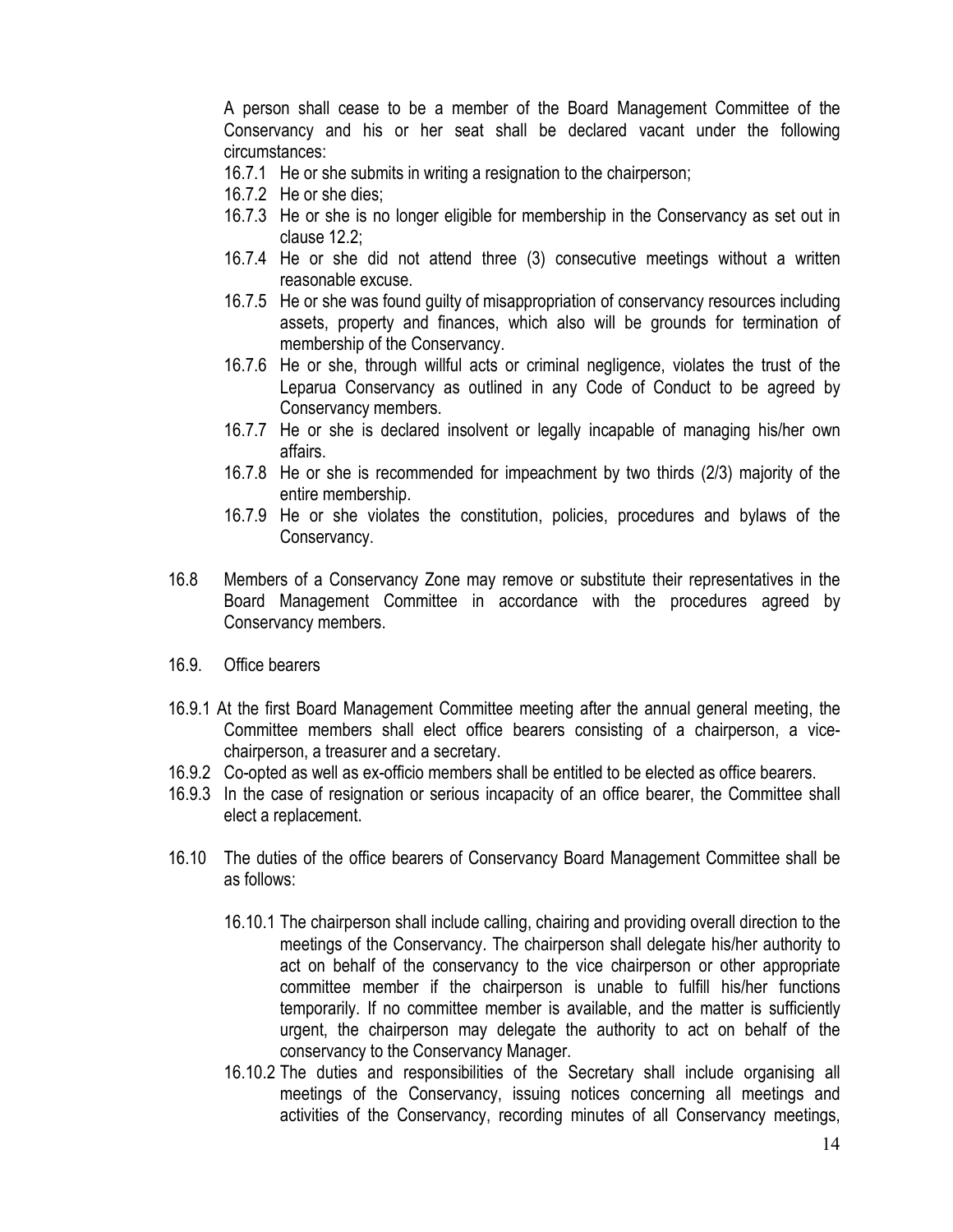A person shall cease to be a member of the Board Management Committee of the Conservancy and his or her seat shall be declared vacant under the following circumstances:

- 16.7.1 He or she submits in writing a resignation to the chairperson;
- 16.7.2 He or she dies;
- 16.7.3 He or she is no longer eligible for membership in the Conservancy as set out in clause 12.2;
- 16.7.4 He or she did not attend three (3) consecutive meetings without a written reasonable excuse.
- 16.7.5 He or she was found guilty of misappropriation of conservancy resources including assets, property and finances, which also will be grounds for termination of membership of the Conservancy.
- 16.7.6 He or she, through willful acts or criminal negligence, violates the trust of the Leparua Conservancy as outlined in any Code of Conduct to be agreed by Conservancy members.
- 16.7.7 He or she is declared insolvent or legally incapable of managing his/her own affairs.
- 16.7.8 He or she is recommended for impeachment by two thirds (2/3) majority of the entire membership.
- 16.7.9 He or she violates the constitution, policies, procedures and bylaws of the Conservancy.

16.8 Members of a Conservancy Zone may remove or substitute their representatives in the Board Management Committee in accordance with the procedures agreed by Conservancy members.

16.9. Office bearers

16.9.1 At the first Board Management Committee meeting after the annual general meeting, the Committee members shall elect office bearers consisting of a chairperson, a vice-chairperson, a treasurer and a secretary.

16.9.2 Co-opted as well as ex-officio members shall be entitled to be elected as office bearers.

16.9.3 In the case of resignation or serious incapacity of an office bearer, the Committee shall elect a replacement.

16.10 The duties of the office bearers of Conservancy Board Management Committee shall be as follows:

16.10.1 The chairperson shall include calling, chairing and providing overall direction to the meetings of the Conservancy. The chairperson shall delegate his/her authority to act on behalf of the conservancy to the vice chairperson or other appropriate committee member if the chairperson is unable to fulfill his/her functions temporarily. If no committee member is available, and the matter is sufficiently urgent, the chairperson may delegate the authority to act on behalf of the conservancy to the Conservancy Manager.

16.10.2 The duties and responsibilities of the Secretary shall include organising all meetings of the Conservancy, issuing notices concerning all meetings and activities of the Conservancy, recording minutes of all Conservancy meetings,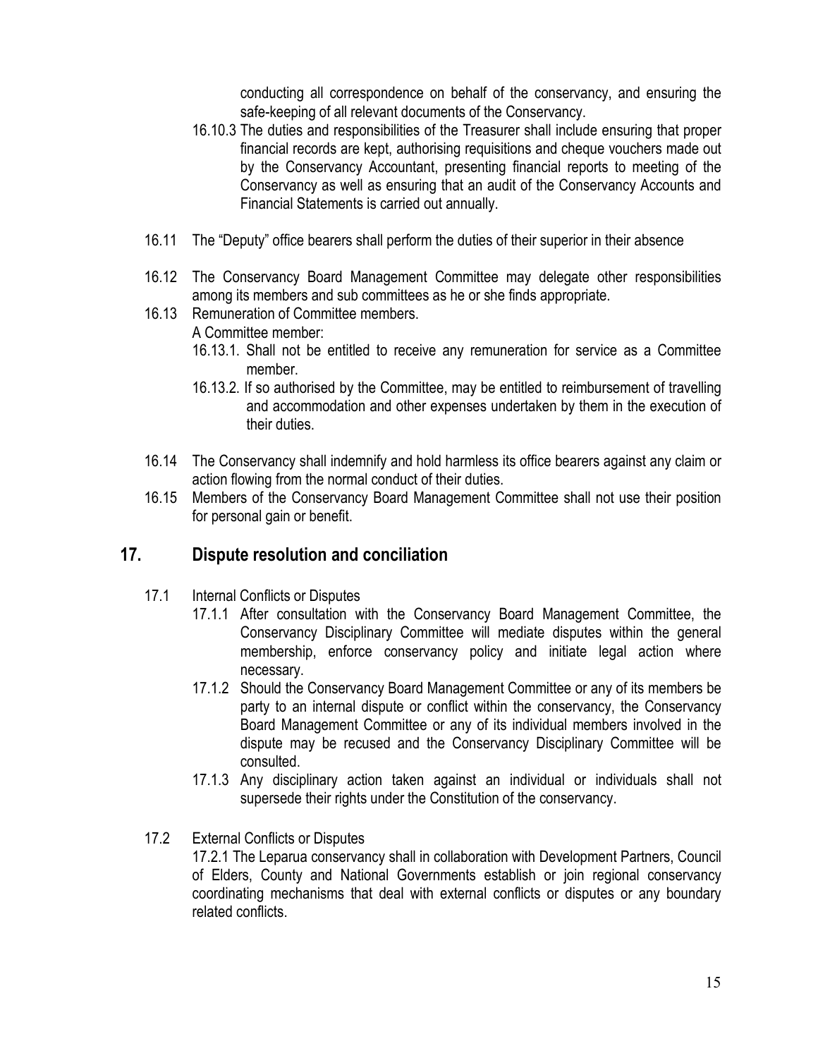conducting all correspondence on behalf of the conservancy, and ensuring the safe-keeping of all relevant documents of the Conservancy.

16.10.3 The duties and responsibilities of the Treasurer shall include ensuring that proper financial records are kept, authorising requisitions and cheque vouchers made out by the Conservancy Accountant, presenting financial reports to meeting of the Conservancy as well as ensuring that an audit of the Conservancy Accounts and Financial Statements is carried out annually.

16.11 The "Deputy" office bearers shall perform the duties of their superior in their absence

16.12 The Conservancy Board Management Committee may delegate other responsibilities among its members and sub committees as he or she finds appropriate.

16.13 Remuneration of Committee members.

A Committee member:

16.13.1. Shall not be entitled to receive any remuneration for service as a Committee member.

16.13.2. If so authorised by the Committee, may be entitled to reimbursement of travelling and accommodation and other expenses undertaken by them in the execution of their duties.

16.14 The Conservancy shall indemnify and hold harmless its office bearers against any claim or action flowing from the normal conduct of their duties.

16.15 Members of the Conservancy Board Management Committee shall not use their position for personal gain or benefit.

## 17. Dispute resolution and conciliation

17.1 Internal Conflicts or Disputes

17.1.1 After consultation with the Conservancy Board Management Committee, the Conservancy Disciplinary Committee will mediate disputes within the general membership, enforce conservancy policy and initiate legal action where necessary.

17.1.2 Should the Conservancy Board Management Committee or any of its members be party to an internal dispute or conflict within the conservancy, the Conservancy Board Management Committee or any of its individual members involved in the dispute may be recused and the Conservancy Disciplinary Committee will be consulted.

17.1.3 Any disciplinary action taken against an individual or individuals shall not supersede their rights under the Constitution of the conservancy.

17.2 External Conflicts or Disputes

17.2.1 The Leparua conservancy shall in collaboration with Development Partners, Council of Elders, County and National Governments establish or join regional conservancy coordinating mechanisms that deal with external conflicts or disputes or any boundary related conflicts.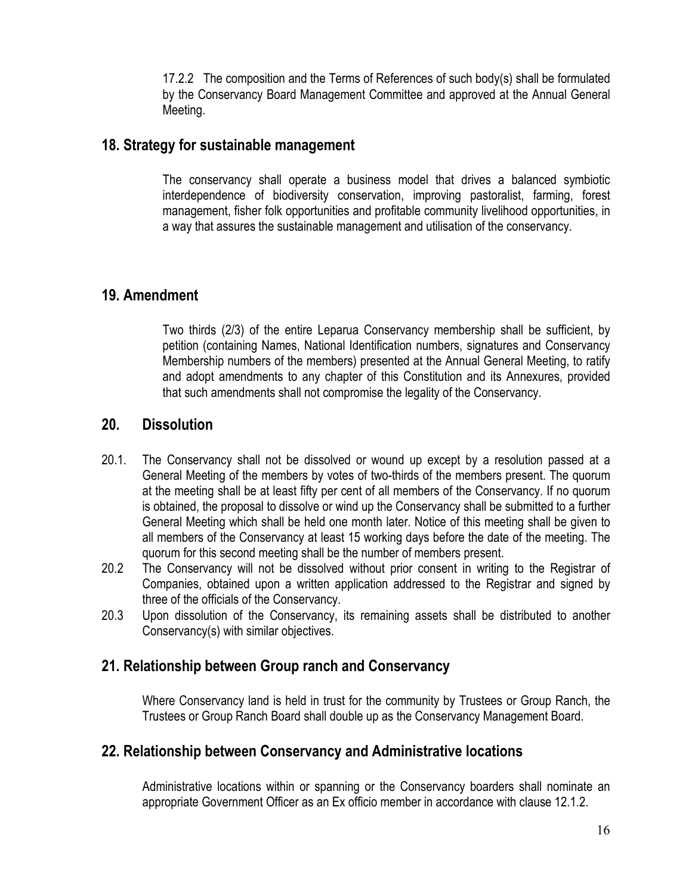17.2.2 The composition and the Terms of References of such body(s) shall be formulated by the Conservancy Board Management Committee and approved at the Annual General Meeting.

## 18. Strategy for sustainable management

The conservancy shall operate a business model that drives a balanced symbiotic interdependence of biodiversity conservation, improving pastoralist, farming, forest management, fisher folk opportunities and profitable community livelihood opportunities, in a way that assures the sustainable management and utilisation of the conservancy.

## 19. Amendment

Two thirds (2/3) of the entire Leparua Conservancy membership shall be sufficient, by petition (containing Names, National Identification numbers, signatures and Conservancy Membership numbers of the members) presented at the Annual General Meeting, to ratify and adopt amendments to any chapter of this Constitution and its Annexures, provided that such amendments shall not compromise the legality of the Conservancy.

## 20. Dissolution

20.1. The Conservancy shall not be dissolved or wound up except by a resolution passed at a General Meeting of the members by votes of two-thirds of the members present. The quorum at the meeting shall be at least fifty per cent of all members of the Conservancy. If no quorum is obtained, the proposal to dissolve or wind up the Conservancy shall be submitted to a further General Meeting which shall be held one month later. Notice of this meeting shall be given to all members of the Conservancy at least 15 working days before the date of the meeting. The quorum for this second meeting shall be the number of members present.

20.2 The Conservancy will not be dissolved without prior consent in writing to the Registrar of Companies, obtained upon a written application addressed to the Registrar and signed by three of the officials of the Conservancy.

20.3 Upon dissolution of the Conservancy, its remaining assets shall be distributed to another Conservancy(s) with similar objectives.

## 21. Relationship between Group ranch and Conservancy

Where Conservancy land is held in trust for the community by Trustees or Group Ranch, the Trustees or Group Ranch Board shall double up as the Conservancy Management Board.

## 22. Relationship between Conservancy and Administrative locations

Administrative locations within or spanning or the Conservancy boarders shall nominate an appropriate Government Officer as an Ex officio member in accordance with clause 12.1.2.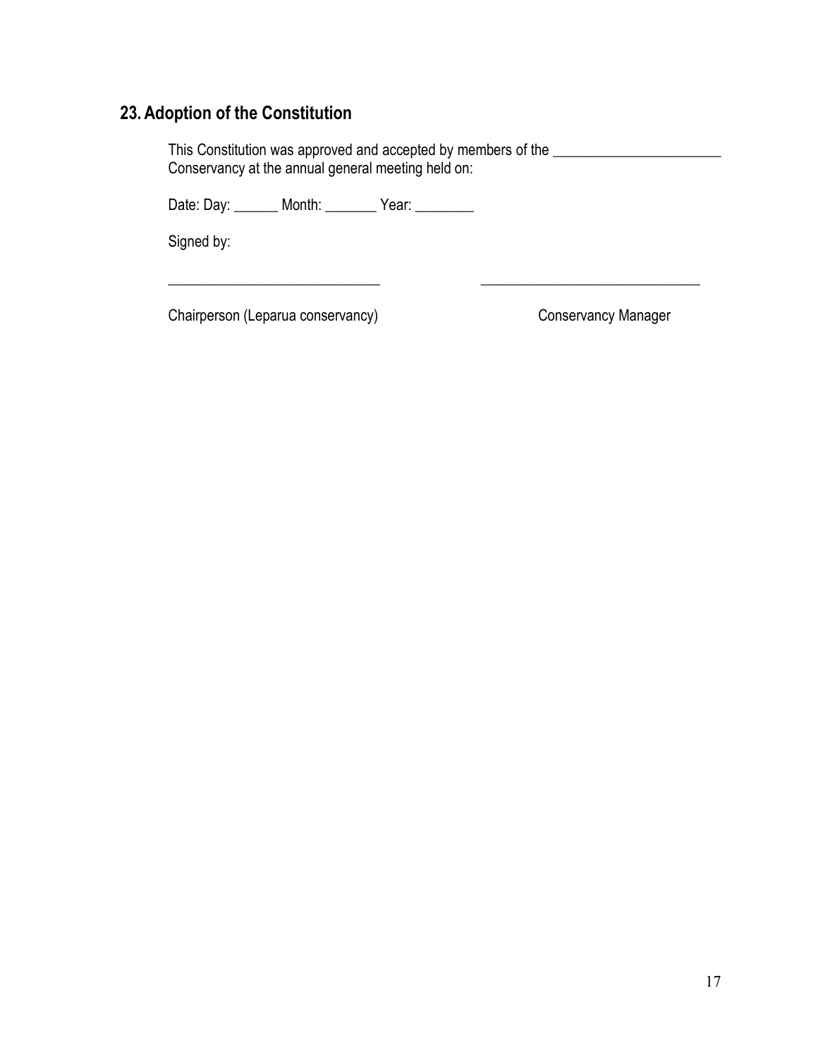## 23. Adoption of the Constitution

This Constitution was approved and accepted by members of the ______________________ Conservancy at the annual general meeting held on:

Date: Day: ______ Month: _______ Year: ________

Signed by:

_____________________________ _____________________________

Chairperson (Leparua conservancy) Conservancy Manager